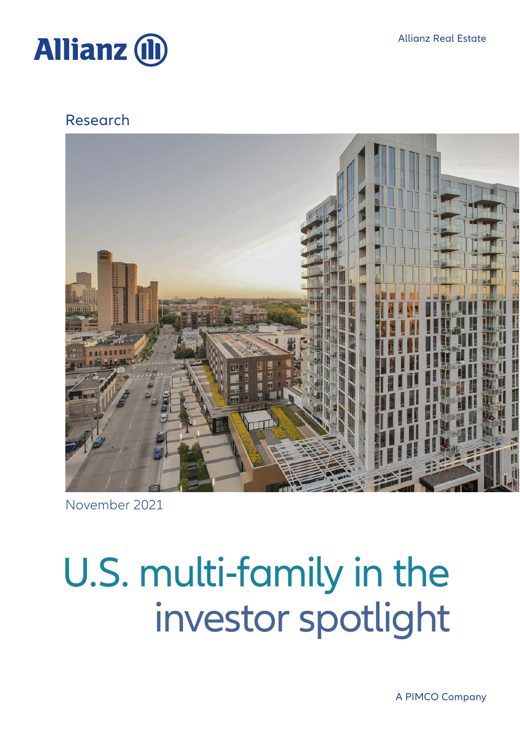Allianz

Allianz Real Estate

Research

November 2021

# U.S. multi-family in the investor spotlight

A PIMCO Company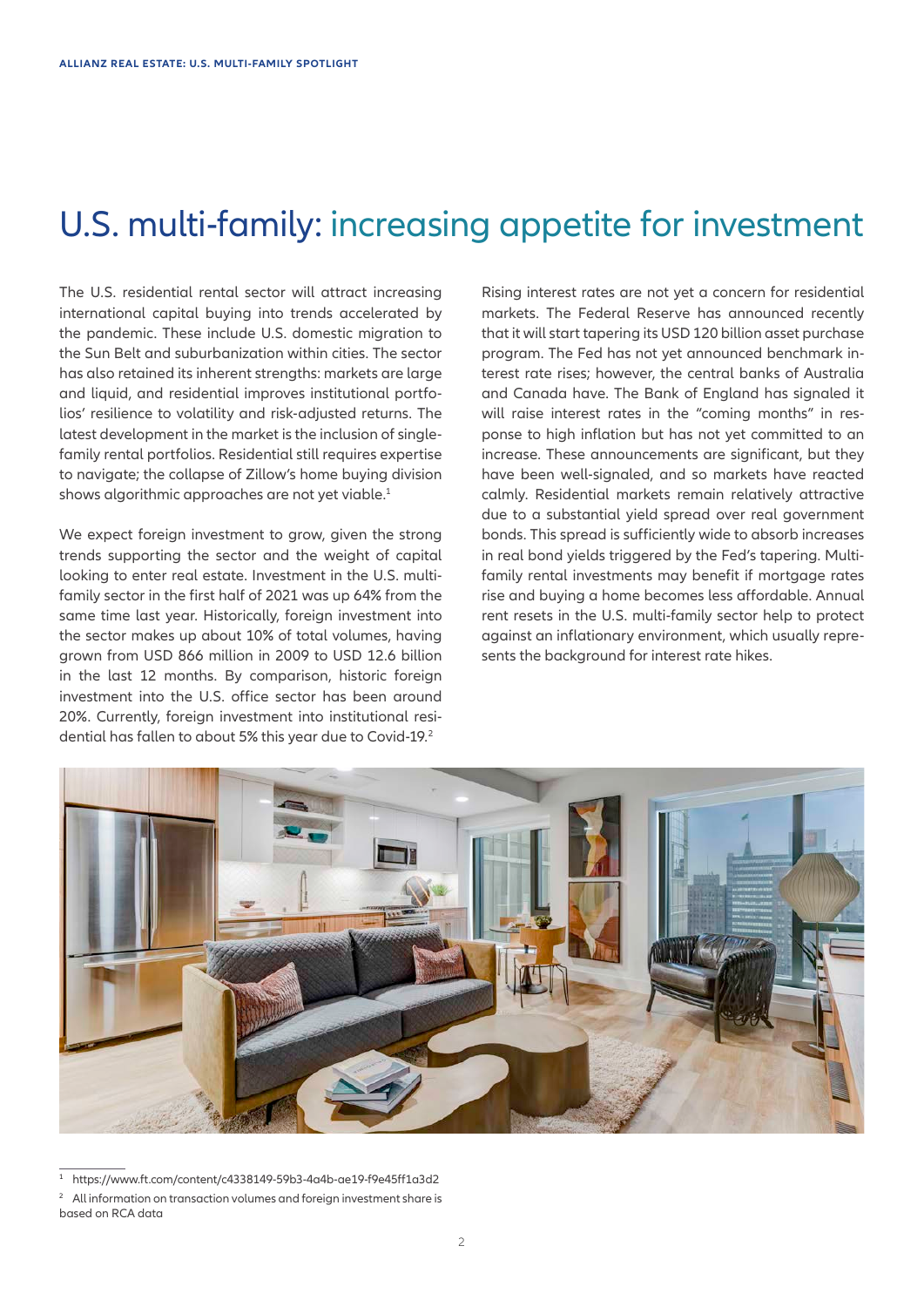# U.S. multi-family: increasing appetite for investment

The U.S. residential rental sector will attract increasing international capital buying into trends accelerated by the pandemic. These include U.S. domestic migration to the Sun Belt and suburbanization within cities. The sector has also retained its inherent strengths: markets are large and liquid, and residential improves institutional portfolios' resilience to volatility and risk-adjusted returns. The latest development in the market is the inclusion of single-family rental portfolios. Residential still requires expertise to navigate; the collapse of Zillow's home buying division shows algorithmic approaches are not yet viable.[1]

We expect foreign investment to grow, given the strong trends supporting the sector and the weight of capital looking to enter real estate. Investment in the U.S. multi-family sector in the first half of 2021 was up 64% from the same time last year. Historically, foreign investment into the sector makes up about 10% of total volumes, having grown from USD 866 million in 2009 to USD 12.6 billion in the last 12 months. By comparison, historic foreign investment into the U.S. office sector has been around 20%. Currently, foreign investment into institutional residential has fallen to about 5% this year due to Covid-19.[2]

Rising interest rates are not yet a concern for residential markets. The Federal Reserve has announced recently that it will start tapering its USD 120 billion asset purchase program. The Fed has not yet announced benchmark interest rate rises; however, the central banks of Australia and Canada have. The Bank of England has signaled it will raise interest rates in the "coming months" in response to high inflation but has not yet committed to an increase. These announcements are significant, but they have been well-signaled, and so markets have reacted calmly. Residential markets remain relatively attractive due to a substantial yield spread over real government bonds. This spread is sufficiently wide to absorb increases in real bond yields triggered by the Fed's tapering. Multi-family rental investments may benefit if mortgage rates rise and buying a home becomes less affordable. Annual rent resets in the U.S. multi-family sector help to protect against an inflationary environment, which usually represents the background for interest rate hikes.

[1] https://www.ft.com/content/c4338149-59b3-4a4b-ae19-f9e45ff1a3d2

[2] All information on transaction volumes and foreign investment share is based on RCA data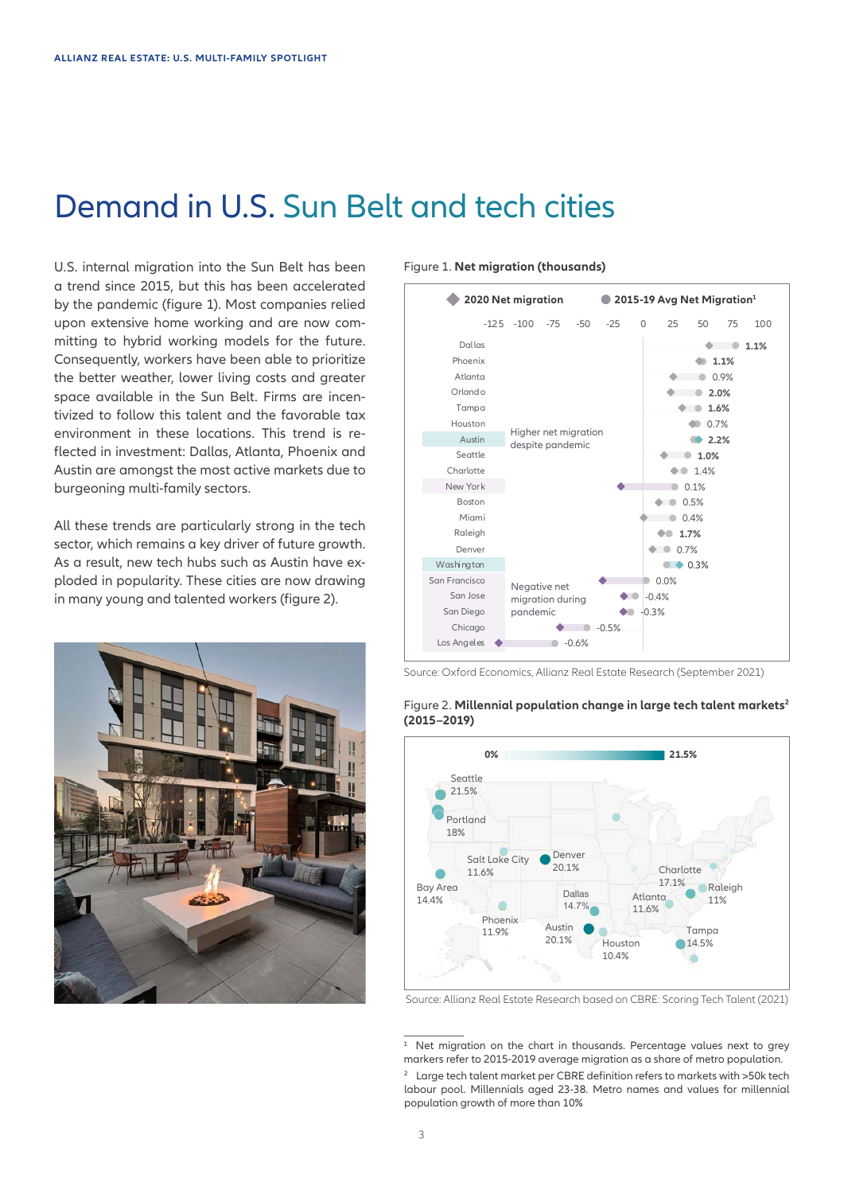# Demand in U.S. Sun Belt and tech cities

U.S. internal migration into the Sun Belt has been a trend since 2015, but this has been accelerated by the pandemic (figure 1). Most companies relied upon extensive home working and are now commuting to hybrid working models for the future. Consequently, workers have been able to prioritize the better weather, lower living costs and greater space available in the Sun Belt. Firms are incentivized to follow this talent and the favorable tax environment in these locations. This trend is reflected in investment: Dallas, Atlanta, Phoenix and Austin are amongst the most active markets due to burgeoning multi-family sectors.

All these trends are particularly strong in the tech sector, which remains a key driver of future growth. As a result, new tech hubs such as Austin have exploded in popularity. These cities are now drawing in many young and talented workers (figure 2).

Figure 1. **Net migration (thousands)**

Legend: 2020 Net migration; 2015-19 Avg Net Migration[1]

| City | 2015-19 avg as share of metro population |
|---|---|
| Dallas | 1.1% |
| Phoenix | 1.1% |
| Atlanta | 0.9% |
| Orlando | 2.0% |
| Tampa | 1.6% |
| Houston | 0.7% |
| Austin | 2.2% |
| Seattle | 1.0% |
| Charlotte | 1.4% |
| New York | 0.1% |
| Boston | 0.5% |
| Miami | 0.4% |
| Raleigh | 1.7% |
| Denver | 0.7% |
| Washington | 0.3% |
| San Francisco | 0.0% |
| San Jose | -0.4% |
| San Diego | -0.3% |
| Chicago | -0.5% |
| Los Angeles | -0.6% |

Annotations: "Higher net migration despite pandemic"; "Negative net migration during pandemic"

Source: Oxford Economics, Allianz Real Estate Research (September 2021)

Figure 2. **Millennial population change in large tech talent markets[2] (2015–2019)**

Scale: 0% – 21.5%

| Metro | Millennial population change |
|---|---|
| Seattle | 21.5% |
| Portland | 18% |
| Salt Lake City | 11.6% |
| Denver | 20.1% |
| Bay Area | 14.4% |
| Phoenix | 11.9% |
| Dallas | 14.7% |
| Austin | 20.1% |
| Houston | 10.4% |
| Atlanta | 11.6% |
| Charlotte | 17.1% |
| Raleigh | 11% |
| Tampa | 14.5% |

Source: Allianz Real Estate Research based on CBRE: Scoring Tech Talent (2021)

---

[1] Net migration on the chart in thousands. Percentage values next to grey markers refer to 2015-2019 average migration as a share of metro population.

[2] Large tech talent market per CBRE definition refers to markets with >50k tech labour pool. Millennials aged 23-38. Metro names and values for millennial population growth of more than 10%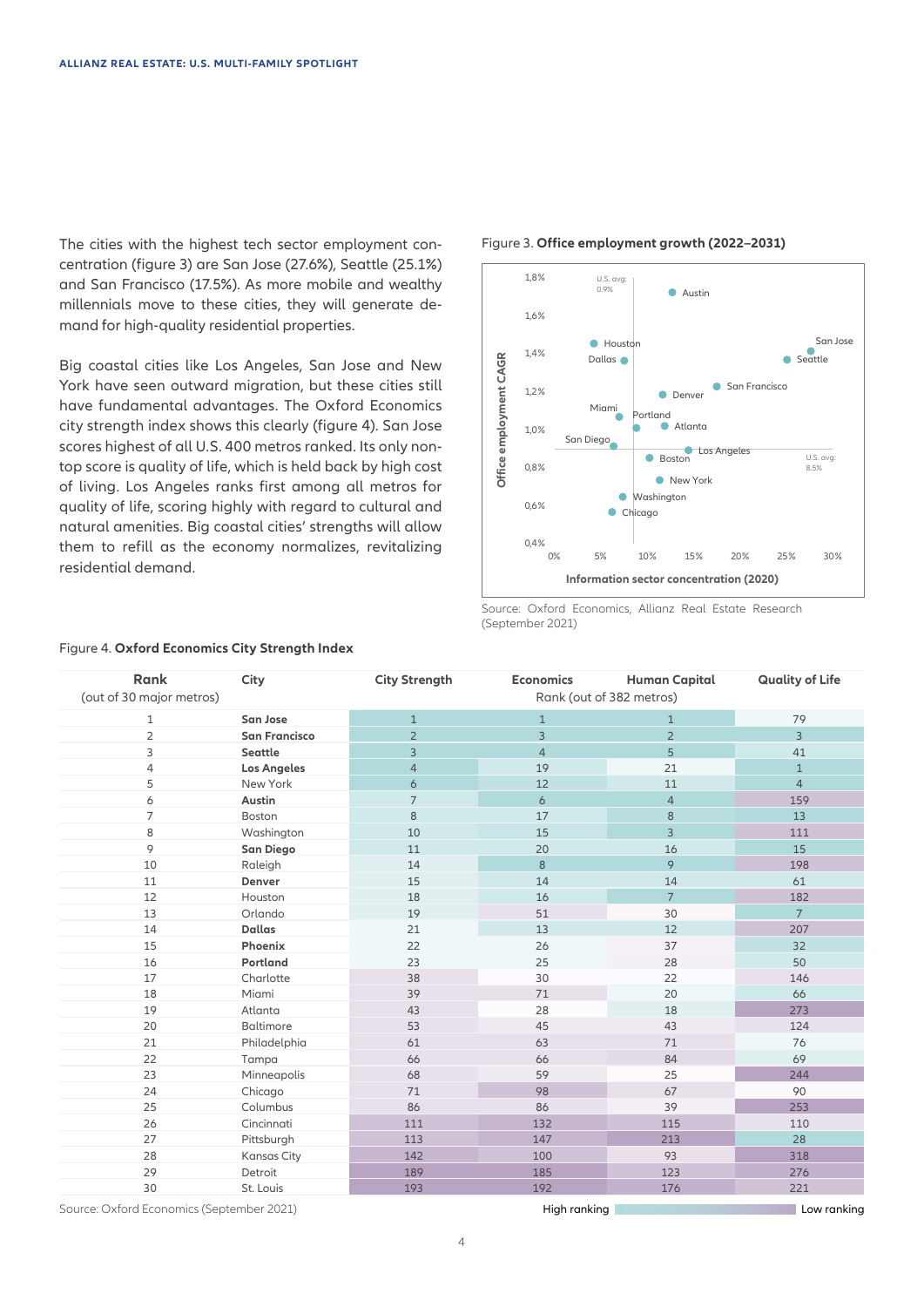The cities with the highest tech sector employment concentration (figure 3) are San Jose (27.6%), Seattle (25.1%) and San Francisco (17.5%). As more mobile and wealthy millennials move to these cities, they will generate demand for high-quality residential properties.

Big coastal cities like Los Angeles, San Jose and New York have seen outward migration, but these cities still have fundamental advantages. The Oxford Economics city strength index shows this clearly (figure 4). San Jose scores highest of all U.S. 400 metros ranked. Its only non-top score is quality of life, which is held back by high cost of living. Los Angeles ranks first among all metros for quality of life, scoring highly with regard to cultural and natural amenities. Big coastal cities' strengths will allow them to refill as the economy normalizes, revitalizing residential demand.

Figure 3. **Office employment growth (2022–2031)**

Source: Oxford Economics, Allianz Real Estate Research (September 2021)

Figure 4. **Oxford Economics City Strength Index**

| Rank (out of 30 major metros) | City | City Strength | Economics | Human Capital | Quality of Life |
|---|---|---|---|---|---|
| | | Rank (out of 382 metros) | | | |
| 1 | **San Jose** | 1 | 1 | 1 | 79 |
| 2 | **San Francisco** | 2 | 3 | 2 | 3 |
| 3 | **Seattle** | 3 | 4 | 5 | 41 |
| 4 | **Los Angeles** | 4 | 19 | 21 | 1 |
| 5 | New York | 6 | 12 | 11 | 4 |
| 6 | **Austin** | 7 | 6 | 4 | 159 |
| 7 | Boston | 8 | 17 | 8 | 13 |
| 8 | Washington | 10 | 15 | 3 | 111 |
| 9 | **San Diego** | 11 | 20 | 16 | 15 |
| 10 | Raleigh | 14 | 8 | 9 | 198 |
| 11 | **Denver** | 15 | 14 | 14 | 61 |
| 12 | Houston | 18 | 16 | 7 | 182 |
| 13 | Orlando | 19 | 51 | 30 | 7 |
| 14 | **Dallas** | 21 | 13 | 12 | 207 |
| 15 | **Phoenix** | 22 | 26 | 37 | 32 |
| 16 | **Portland** | 23 | 25 | 28 | 50 |
| 17 | Charlotte | 38 | 30 | 22 | 146 |
| 18 | Miami | 39 | 71 | 20 | 66 |
| 19 | Atlanta | 43 | 28 | 18 | 273 |
| 20 | Baltimore | 53 | 45 | 43 | 124 |
| 21 | Philadelphia | 61 | 63 | 71 | 76 |
| 22 | Tampa | 66 | 66 | 84 | 69 |
| 23 | Minneapolis | 68 | 59 | 25 | 244 |
| 24 | Chicago | 71 | 98 | 67 | 90 |
| 25 | Columbus | 86 | 86 | 39 | 253 |
| 26 | Cincinnati | 111 | 132 | 115 | 110 |
| 27 | Pittsburgh | 113 | 147 | 213 | 28 |
| 28 | Kansas City | 142 | 100 | 93 | 318 |
| 29 | Detroit | 189 | 185 | 123 | 276 |
| 30 | St. Louis | 193 | 192 | 176 | 221 |

Source: Oxford Economics (September 2021)

High ranking — Low ranking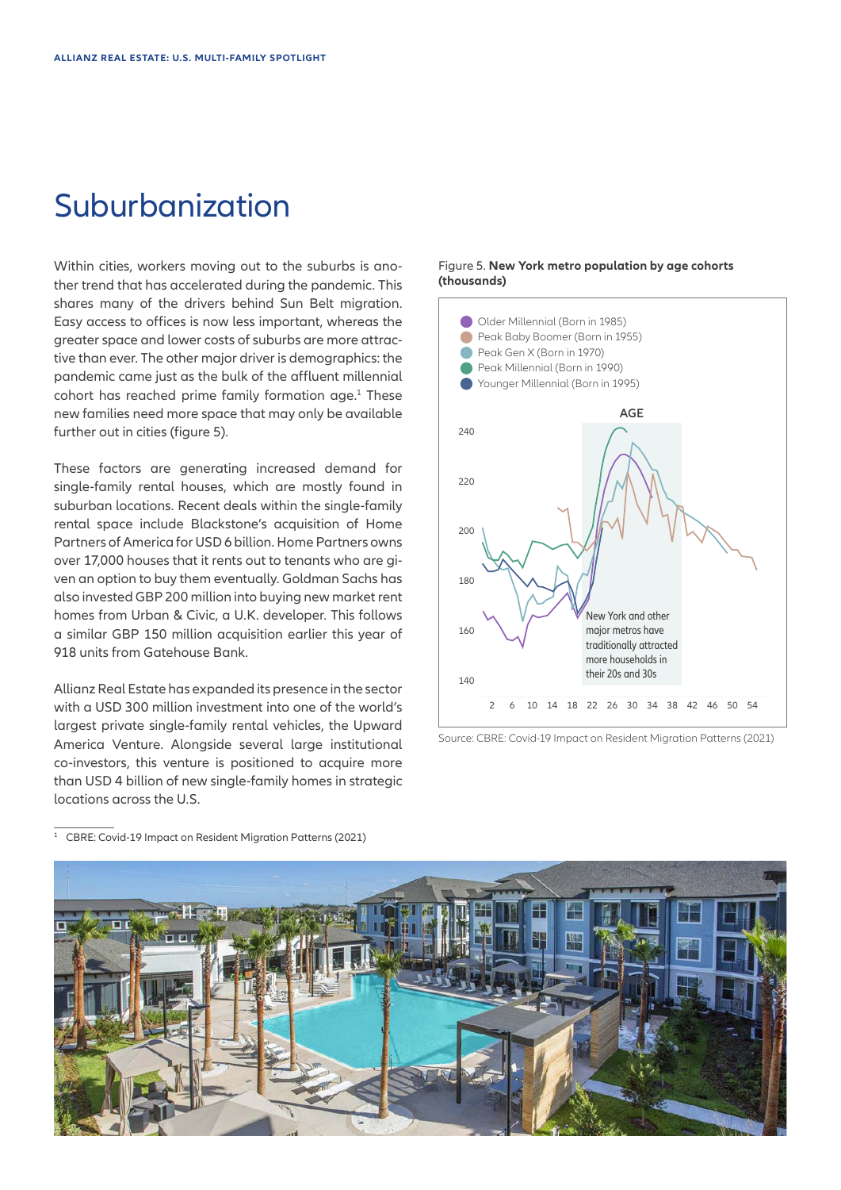# Suburbanization

Within cities, workers moving out to the suburbs is another trend that has accelerated during the pandemic. This shares many of the drivers behind Sun Belt migration. Easy access to offices is now less important, whereas the greater space and lower costs of suburbs are more attractive than ever. The other major driver is demographics: the pandemic came just as the bulk of the affluent millennial cohort has reached prime family formation age.[1] These new families need more space that may only be available further out in cities (figure 5).

These factors are generating increased demand for single-family rental houses, which are mostly found in suburban locations. Recent deals within the single-family rental space include Blackstone's acquisition of Home Partners of America for USD 6 billion. Home Partners owns over 17,000 houses that it rents out to tenants who are given an option to buy them eventually. Goldman Sachs has also invested GBP 200 million into buying new market rent homes from Urban & Civic, a U.K. developer. This follows a similar GBP 150 million acquisition earlier this year of 918 units from Gatehouse Bank.

Allianz Real Estate has expanded its presence in the sector with a USD 300 million investment into one of the world's largest private single-family rental vehicles, the Upward America Venture. Alongside several large institutional co-investors, this venture is positioned to acquire more than USD 4 billion of new single-family homes in strategic locations across the U.S.

Figure 5. **New York metro population by age cohorts (thousands)**

- Older Millennial (Born in 1985)
- Peak Baby Boomer (Born in 1955)
- Peak Gen X (Born in 1970)
- Peak Millennial (Born in 1990)
- Younger Millennial (Born in 1995)

AGE

New York and other major metros have traditionally attracted more households in their 20s and 30s

Source: CBRE: Covid-19 Impact on Resident Migration Patterns (2021)

[1] CBRE: Covid-19 Impact on Resident Migration Patterns (2021)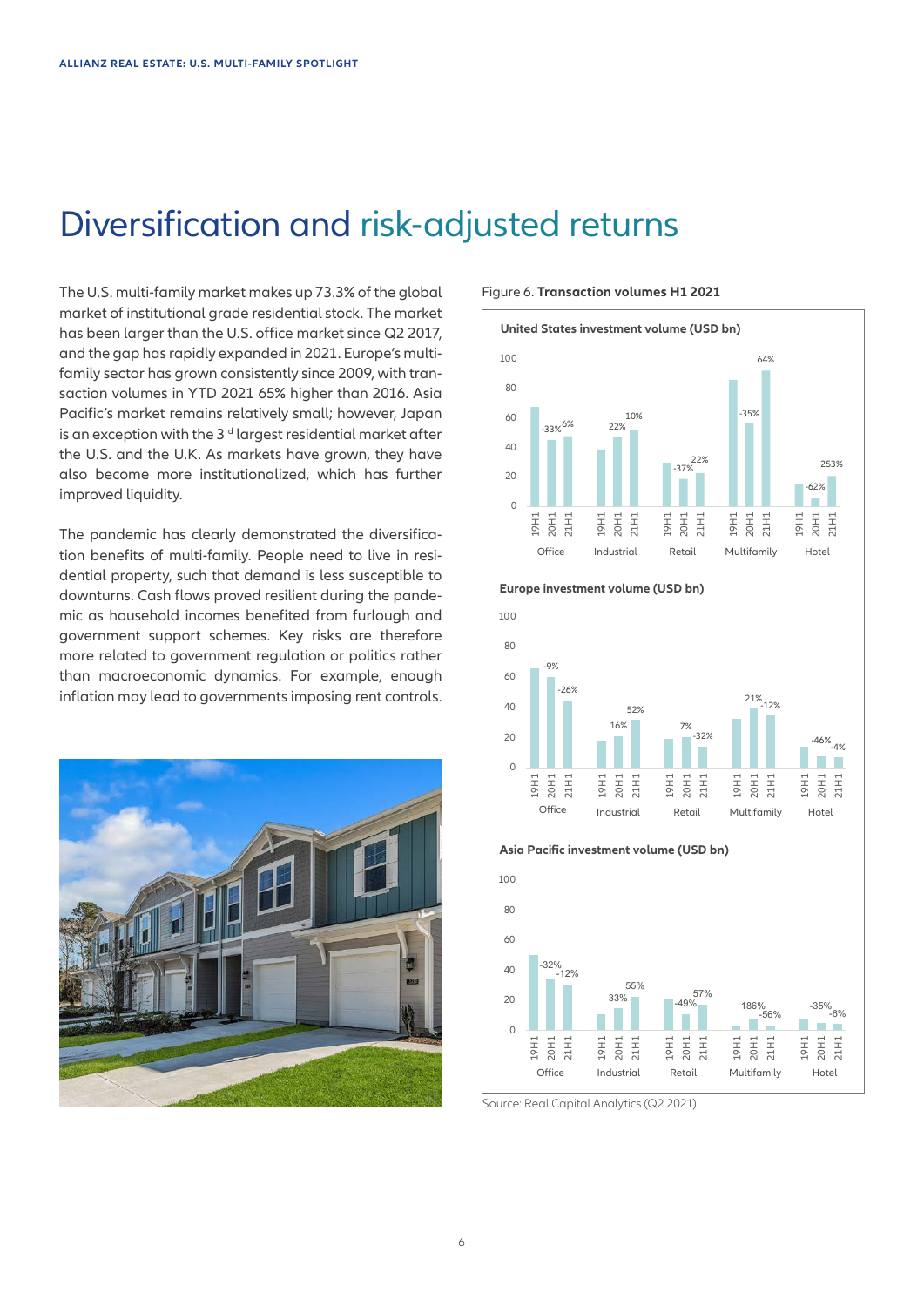# Diversification and risk-adjusted returns

The U.S. multi-family market makes up 73.3% of the global market of institutional grade residential stock. The market has been larger than the U.S. office market since Q2 2017, and the gap has rapidly expanded in 2021. Europe's multi-family sector has grown consistently since 2009, with transaction volumes in YTD 2021 65% higher than 2016. Asia Pacific's market remains relatively small; however, Japan is an exception with the 3rd largest residential market after the U.S. and the U.K. As markets have grown, they have also become more institutionalized, which has further improved liquidity.

The pandemic has clearly demonstrated the diversification benefits of multi-family. People need to live in residential property, such that demand is less susceptible to downturns. Cash flows proved resilient during the pandemic as household incomes benefited from furlough and government support schemes. Key risks are therefore more related to government regulation or politics rather than macroeconomic dynamics. For example, enough inflation may lead to governments imposing rent controls.

Figure 6. **Transaction volumes H1 2021**

**United States investment volume (USD bn)**

| | 19H1 → 20H1 | 20H1 → 21H1 |
|---|---|---|
| Office | -33% | 6% |
| Industrial | 22% | 10% |
| Retail | -37% | 22% |
| Multifamily | -35% | 64% |
| Hotel | -62% | 253% |

**Europe investment volume (USD bn)**

| | 19H1 → 20H1 | 20H1 → 21H1 |
|---|---|---|
| Office | -9% | -26% |
| Industrial | 16% | 52% |
| Retail | 7% | -32% |
| Multifamily | 21% | -12% |
| Hotel | -46% | -4% |

**Asia Pacific investment volume (USD bn)**

| | 19H1 → 20H1 | 20H1 → 21H1 |
|---|---|---|
| Office | -32% | -12% |
| Industrial | 33% | 55% |
| Retail | -49% | 57% |
| Multifamily | 186% | -56% |
| Hotel | -35% | -6% |

Source: Real Capital Analytics (Q2 2021)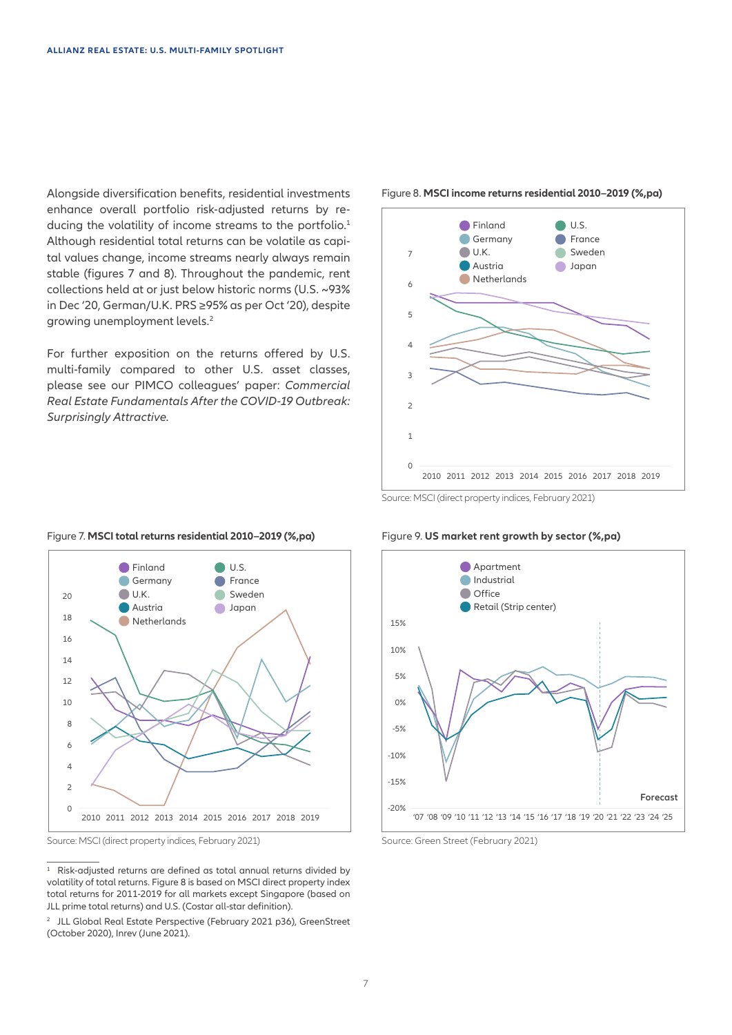Alongside diversification benefits, residential investments enhance overall portfolio risk-adjusted returns by reducing the volatility of income streams to the portfolio.[1] Although residential total returns can be volatile as capital values change, income streams nearly always remain stable (figures 7 and 8). Throughout the pandemic, rent collections held at or just below historic norms (U.S. ~93% in Dec '20, German/U.K. PRS ≥95% as per Oct '20), despite growing unemployment levels.[2]

For further exposition on the returns offered by U.S. multi-family compared to other U.S. asset classes, please see our PIMCO colleagues' paper: *Commercial Real Estate Fundamentals After the COVID-19 Outbreak: Surprisingly Attractive.*

Figure 8. **MSCI income returns residential 2010–2019 (%,pa)**

Source: MSCI (direct property indices, February 2021)

Figure 7. **MSCI total returns residential 2010–2019 (%,pa)**

Source: MSCI (direct property indices, February 2021)

Figure 9. **US market rent growth by sector (%,pa)**

Source: Green Street (February 2021)

[1] Risk-adjusted returns are defined as total annual returns divided by volatility of total returns. Figure 8 is based on MSCI direct property index total returns for 2011-2019 for all markets except Singapore (based on JLL prime total returns) and U.S. (Costar all-star definition).

[2] JLL Global Real Estate Perspective (February 2021 p36), GreenStreet (October 2020), Inrev (June 2021).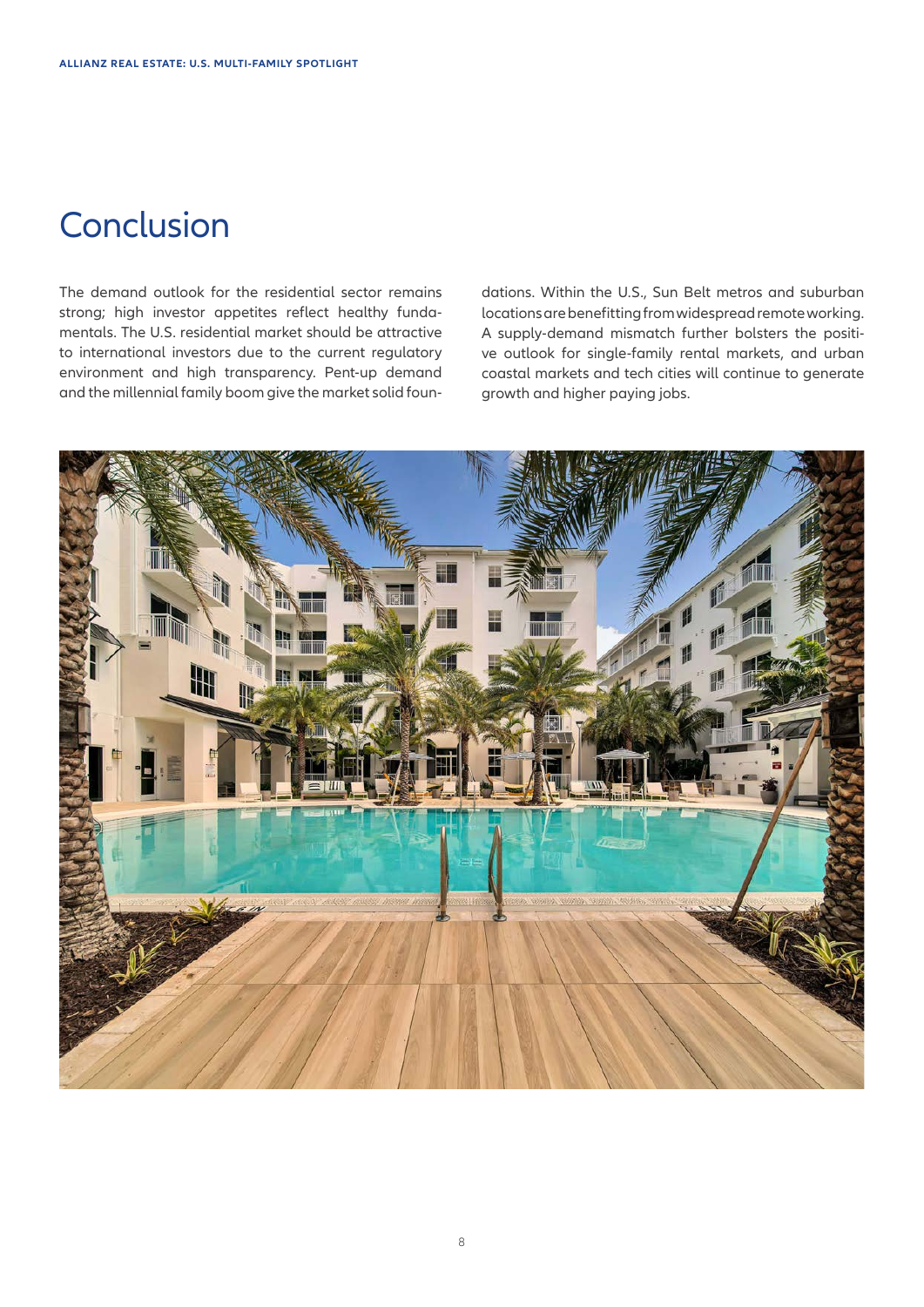# Conclusion

The demand outlook for the residential sector remains strong; high investor appetites reflect healthy fundamentals. The U.S. residential market should be attractive to international investors due to the current regulatory environment and high transparency. Pent-up demand and the millennial family boom give the market solid foundations. Within the U.S., Sun Belt metros and suburban locations are benefitting from widespread remote working. A supply-demand mismatch further bolsters the positive outlook for single-family rental markets, and urban coastal markets and tech cities will continue to generate growth and higher paying jobs.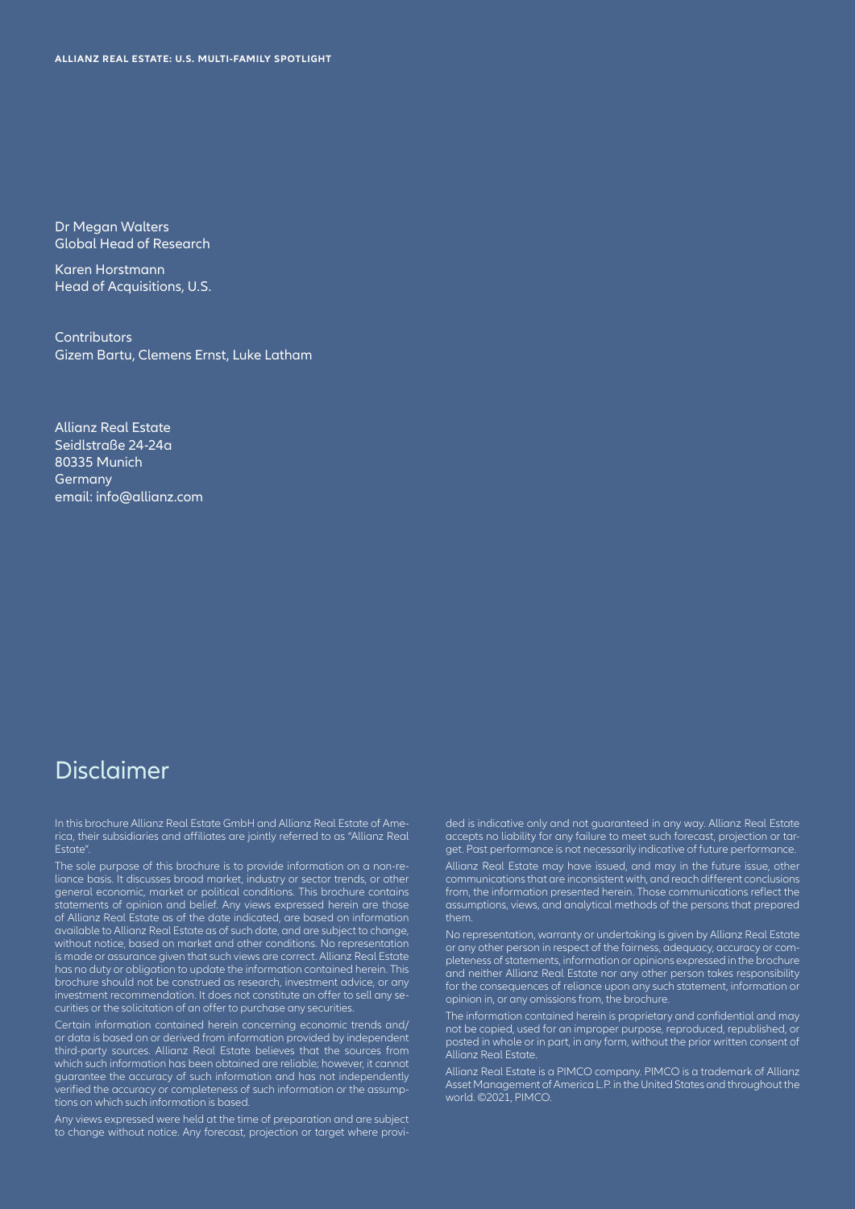Dr Megan Walters
Global Head of Research

Karen Horstmann
Head of Acquisitions, U.S.

Contributors
Gizem Bartu, Clemens Ernst, Luke Latham

Allianz Real Estate
Seidlstraße 24-24a
80335 Munich
Germany
email: info@allianz.com

# Disclaimer

In this brochure Allianz Real Estate GmbH and Allianz Real Estate of America, their subsidiaries and affiliates are jointly referred to as "Allianz Real Estate".

The sole purpose of this brochure is to provide information on a non-reliance basis. It discusses broad market, industry or sector trends, or other general economic, market or political conditions. This brochure contains statements of opinion and belief. Any views expressed herein are those of Allianz Real Estate as of the date indicated, are based on information available to Allianz Real Estate as of such date, and are subject to change, without notice, based on market and other conditions. No representation is made or assurance given that such views are correct. Allianz Real Estate has no duty or obligation to update the information contained herein. This brochure should not be construed as research, investment advice, or any investment recommendation. It does not constitute an offer to sell any securities or the solicitation of an offer to purchase any securities.

Certain information contained herein concerning economic trends and/or data is based on or derived from information provided by independent third-party sources. Allianz Real Estate believes that the sources from which such information has been obtained are reliable; however, it cannot guarantee the accuracy of such information and has not independently verified the accuracy or completeness of such information or the assumptions on which such information is based.

Any views expressed were held at the time of preparation and are subject to change without notice. Any forecast, projection or target where provided is indicative only and not guaranteed in any way. Allianz Real Estate accepts no liability for any failure to meet such forecast, projection or target. Past performance is not necessarily indicative of future performance.

Allianz Real Estate may have issued, and may in the future issue, other communications that are inconsistent with, and reach different conclusions from, the information presented herein. Those communications reflect the assumptions, views, and analytical methods of the persons that prepared them.

No representation, warranty or undertaking is given by Allianz Real Estate or any other person in respect of the fairness, adequacy, accuracy or completeness of statements, information or opinions expressed in the brochure and neither Allianz Real Estate nor any other person takes responsibility for the consequences of reliance upon any such statement, information or opinion in, or any omissions from, the brochure.

The information contained herein is proprietary and confidential and may not be copied, used for an improper purpose, reproduced, republished, or posted in whole or in part, in any form, without the prior written consent of Allianz Real Estate.

Allianz Real Estate is a PIMCO company. PIMCO is a trademark of Allianz Asset Management of America L.P. in the United States and throughout the world. ©2021, PIMCO.